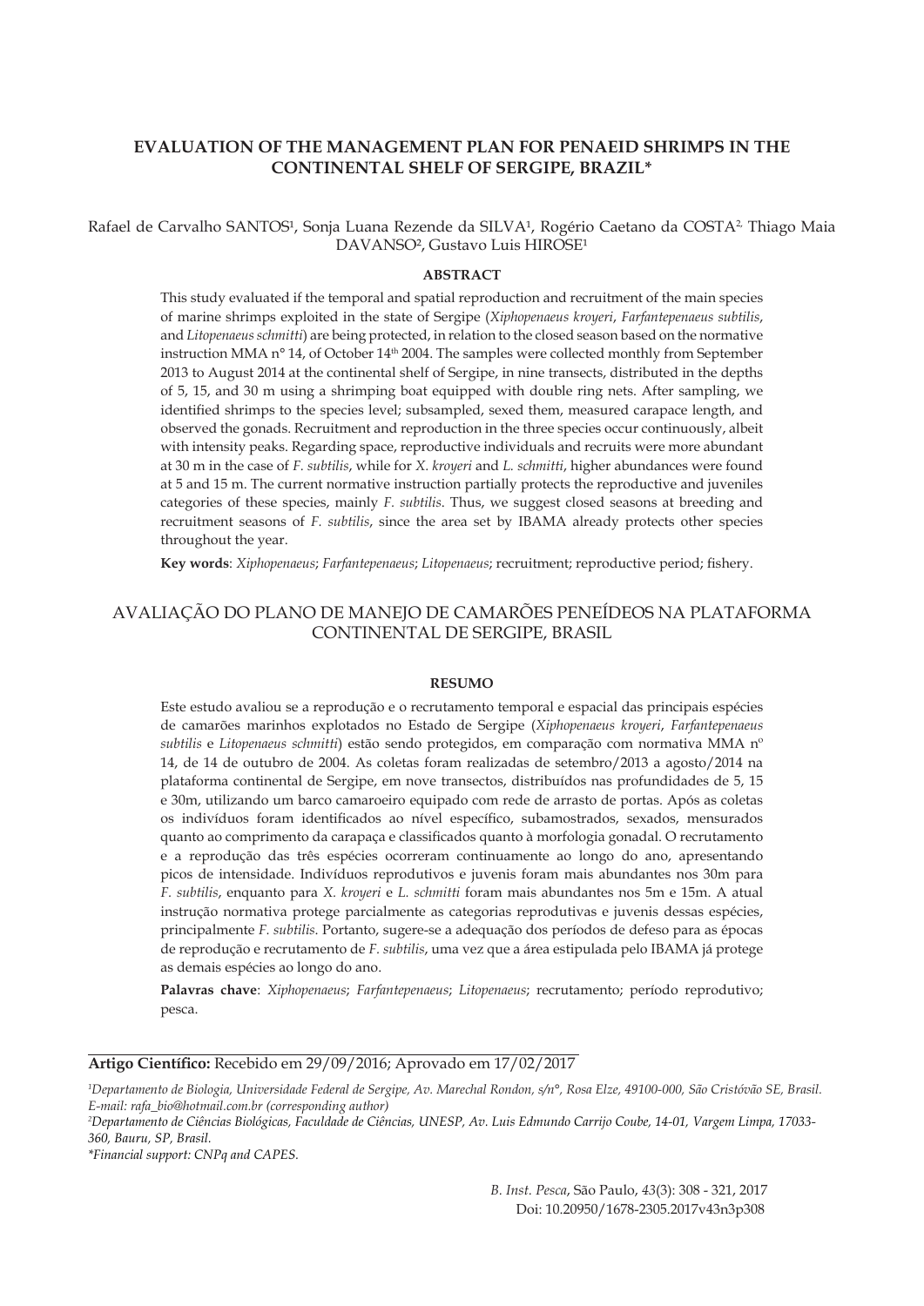# EVALUATION OF THE MANAGEMENT PLAN FOR PENAEID SHRIMPS IN THE CONTINENTAL SHELF OF SERGIPE, BRAZIL*

Rafael de Carvalho SANTOS[1], Sonja Luana Rezende da SILVA[1], Rogério Caetano da COSTA[2], Thiago Maia DAVANSO[2], Gustavo Luis HIROSE[1]

## ABSTRACT

This study evaluated if the temporal and spatial reproduction and recruitment of the main species of marine shrimps exploited in the state of Sergipe (*Xiphopenaeus kroyeri*, *Farfantepenaeus subtilis*, and *Litopenaeus schmitti*) are being protected, in relation to the closed season based on the normative instruction MMA n° 14, of October 14th 2004. The samples were collected monthly from September 2013 to August 2014 at the continental shelf of Sergipe, in nine transects, distributed in the depths of 5, 15, and 30 m using a shrimping boat equipped with double ring nets. After sampling, we identified shrimps to the species level; subsampled, sexed them, measured carapace length, and observed the gonads. Recruitment and reproduction in the three species occur continuously, albeit with intensity peaks. Regarding space, reproductive individuals and recruits were more abundant at 30 m in the case of *F. subtilis*, while for *X. kroyeri* and *L. schmitti*, higher abundances were found at 5 and 15 m. The current normative instruction partially protects the reproductive and juveniles categories of these species, mainly *F. subtilis*. Thus, we suggest closed seasons at breeding and recruitment seasons of *F. subtilis*, since the area set by IBAMA already protects other species throughout the year.

**Key words**: *Xiphopenaeus*; *Farfantepenaeus*; *Litopenaeus*; recruitment; reproductive period; fishery.

# AVALIAÇÃO DO PLANO DE MANEJO DE CAMARÕES PENEÍDEOS NA PLATAFORMA CONTINENTAL DE SERGIPE, BRASIL

## RESUMO

Este estudo avaliou se a reprodução e o recrutamento temporal e espacial das principais espécies de camarões marinhos explotados no Estado de Sergipe (*Xiphopenaeus kroyeri*, *Farfantepenaeus subtilis* e *Litopenaeus schmitti*) estão sendo protegidos, em comparação com normativa MMA nº 14, de 14 de outubro de 2004. As coletas foram realizadas de setembro/2013 a agosto/2014 na plataforma continental de Sergipe, em nove transectos, distribuídos nas profundidades de 5, 15 e 30m, utilizando um barco camaroeiro equipado com rede de arrasto de portas. Após as coletas os indivíduos foram identificados ao nível específico, subamostrados, sexados, mensurados quanto ao comprimento da carapaça e classificados quanto à morfologia gonadal. O recrutamento e a reprodução das três espécies ocorreram continuamente ao longo do ano, apresentando picos de intensidade. Indivíduos reprodutivos e juvenis foram mais abundantes nos 30m para *F. subtilis*, enquanto para *X. kroyeri* e *L. schmitti* foram mais abundantes nos 5m e 15m. A atual instrução normativa protege parcialmente as categorias reprodutivas e juvenis dessas espécies, principalmente *F. subtilis*. Portanto, sugere-se a adequação dos períodos de defeso para as épocas de reprodução e recrutamento de *F. subtilis*, uma vez que a área estipulada pelo IBAMA já protege as demais espécies ao longo do ano.

**Palavras chave**: *Xiphopenaeus*; *Farfantepenaeus*; *Litopenaeus*; recrutamento; período reprodutivo; pesca.

**Artigo Científico:** Recebido em 29/09/2016; Aprovado em 17/02/2017

[1]*Departamento de Biologia, Universidade Federal de Sergipe, Av. Marechal Rondon, s/nº, Rosa Elze, 49100-000, São Cristóvão SE, Brasil. E-mail: rafa_bio@hotmail.com.br (corresponding author)*

[2]*Departamento de Ciências Biológicas, Faculdade de Ciências, UNESP, Av. Luis Edmundo Carrijo Coube, 14-01, Vargem Limpa, 17033-360, Bauru, SP, Brasil.*

**Financial support: CNPq and CAPES.*

Doi: 10.20950/1678-2305.2017v43n3p308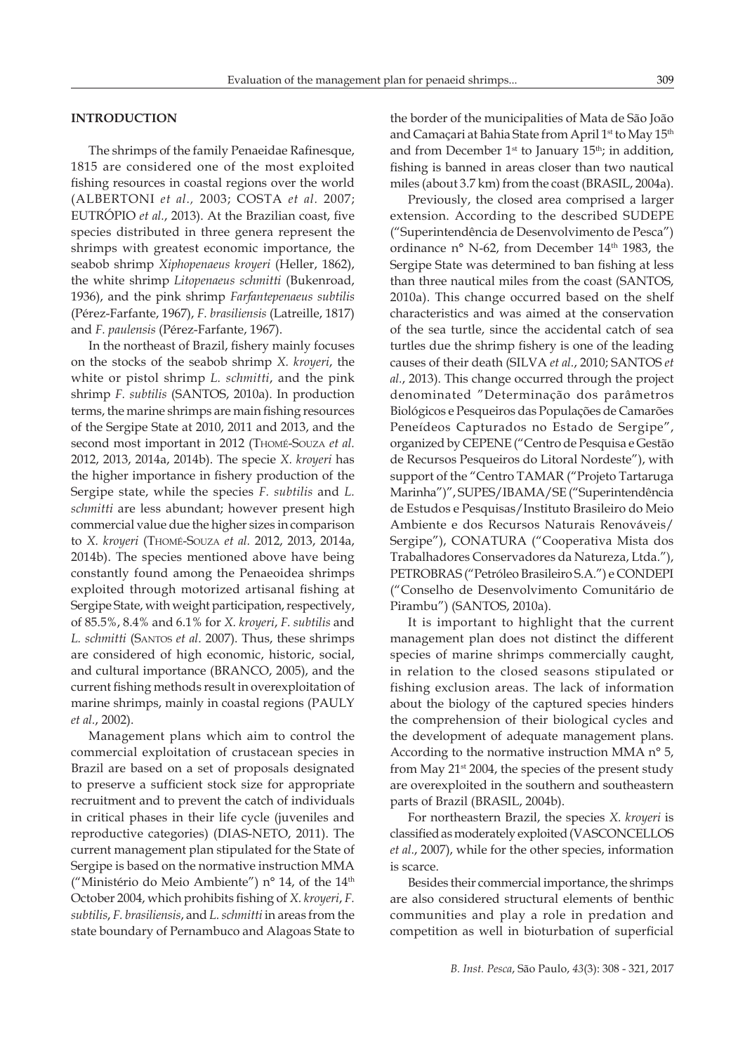## INTRODUCTION

The shrimps of the family Penaeidae Rafinesque, 1815 are considered one of the most exploited fishing resources in coastal regions over the world (ALBERTONI *et al.,* 2003; COSTA *et al.* 2007; EUTRÓPIO *et al.*, 2013). At the Brazilian coast, five species distributed in three genera represent the shrimps with greatest economic importance, the seabob shrimp *Xiphopenaeus kroyeri* (Heller, 1862), the white shrimp *Litopenaeus schmitti* (Bukenroad, 1936), and the pink shrimp *Farfantepenaeus subtilis* (Pérez-Farfante, 1967), *F. brasiliensis* (Latreille, 1817) and *F. paulensis* (Pérez-Farfante, 1967).

In the northeast of Brazil, fishery mainly focuses on the stocks of the seabob shrimp *X. kroyeri*, the white or pistol shrimp *L. schmitti*, and the pink shrimp *F. subtilis* (SANTOS, 2010a). In production terms, the marine shrimps are main fishing resources of the Sergipe State at 2010, 2011 and 2013, and the second most important in 2012 (Thomé-Souza *et al.* 2012, 2013, 2014a, 2014b). The specie *X. kroyeri* has the higher importance in fishery production of the Sergipe state, while the species *F. subtilis* and *L. schmitti* are less abundant; however present high commercial value due the higher sizes in comparison to *X. kroyeri* (Thomé-Souza *et al.* 2012, 2013, 2014a, 2014b). The species mentioned above have being constantly found among the Penaeoidea shrimps exploited through motorized artisanal fishing at Sergipe State, with weight participation, respectively, of 85.5%, 8.4% and 6.1% for *X. kroyeri*, *F. subtilis* and *L. schmitti* (Santos *et al.* 2007). Thus, these shrimps are considered of high economic, historic, social, and cultural importance (BRANCO, 2005), and the current fishing methods result in overexploitation of marine shrimps, mainly in coastal regions (PAULY *et al.*, 2002).

Management plans which aim to control the commercial exploitation of crustacean species in Brazil are based on a set of proposals designated to preserve a sufficient stock size for appropriate recruitment and to prevent the catch of individuals in critical phases in their life cycle (juveniles and reproductive categories) (DIAS-NETO, 2011). The current management plan stipulated for the State of Sergipe is based on the normative instruction MMA ("Ministério do Meio Ambiente") n° 14, of the 14th October 2004, which prohibits fishing of *X. kroyeri*, *F. subtilis*, *F. brasiliensis*, and *L. schmitti* in areas from the state boundary of Pernambuco and Alagoas State to the border of the municipalities of Mata de São João and Camaçari at Bahia State from April 1st to May 15th and from December 1st to January 15th; in addition, fishing is banned in areas closer than two nautical miles (about 3.7 km) from the coast (BRASIL, 2004a).

Previously, the closed area comprised a larger extension. According to the described SUDEPE ("Superintendência de Desenvolvimento de Pesca") ordinance n° N-62, from December 14th 1983, the Sergipe State was determined to ban fishing at less than three nautical miles from the coast (SANTOS, 2010a). This change occurred based on the shelf characteristics and was aimed at the conservation of the sea turtle, since the accidental catch of sea turtles due the shrimp fishery is one of the leading causes of their death (SILVA *et al.*, 2010; SANTOS *et al.*, 2013). This change occurred through the project denominated "Determinação dos parâmetros Biológicos e Pesqueiros das Populações de Camarões Peneídeos Capturados no Estado de Sergipe", organized by CEPENE ("Centro de Pesquisa e Gestão de Recursos Pesqueiros do Litoral Nordeste"), with support of the "Centro TAMAR ("Projeto Tartaruga Marinha")", SUPES/IBAMA/SE ("Superintendência de Estudos e Pesquisas/Instituto Brasileiro do Meio Ambiente e dos Recursos Naturais Renováveis/ Sergipe"), CONATURA ("Cooperativa Mista dos Trabalhadores Conservadores da Natureza, Ltda."), PETROBRAS ("Petróleo Brasileiro S.A.") e CONDEPI ("Conselho de Desenvolvimento Comunitário de Pirambu") (SANTOS, 2010a).

It is important to highlight that the current management plan does not distinct the different species of marine shrimps commercially caught, in relation to the closed seasons stipulated or fishing exclusion areas. The lack of information about the biology of the captured species hinders the comprehension of their biological cycles and the development of adequate management plans. According to the normative instruction MMA n° 5, from May 21st 2004, the species of the present study are overexploited in the southern and southeastern parts of Brazil (BRASIL, 2004b).

For northeastern Brazil, the species *X. kroyeri* is classified as moderately exploited (VASCONCELLOS *et al.*, 2007), while for the other species, information is scarce.

Besides their commercial importance, the shrimps are also considered structural elements of benthic communities and play a role in predation and competition as well in bioturbation of superficial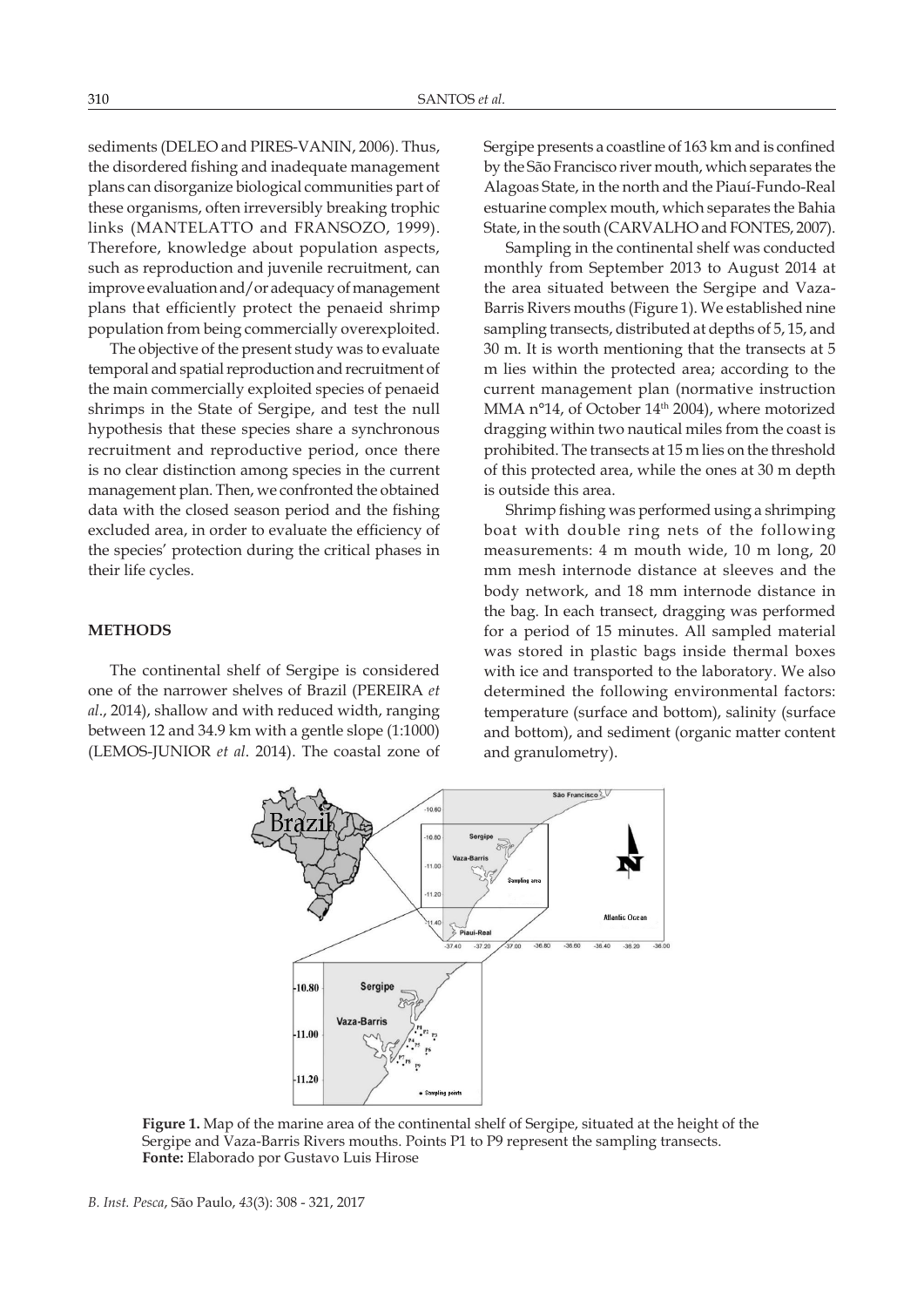sediments (DELEO and PIRES-VANIN, 2006). Thus, the disordered fishing and inadequate management plans can disorganize biological communities part of these organisms, often irreversibly breaking trophic links (MANTELATTO and FRANSOZO, 1999). Therefore, knowledge about population aspects, such as reproduction and juvenile recruitment, can improve evaluation and/or adequacy of management plans that efficiently protect the penaeid shrimp population from being commercially overexploited.

The objective of the present study was to evaluate temporal and spatial reproduction and recruitment of the main commercially exploited species of penaeid shrimps in the State of Sergipe, and test the null hypothesis that these species share a synchronous recruitment and reproductive period, once there is no clear distinction among species in the current management plan. Then, we confronted the obtained data with the closed season period and the fishing excluded area, in order to evaluate the efficiency of the species' protection during the critical phases in their life cycles.

## METHODS

The continental shelf of Sergipe is considered one of the narrower shelves of Brazil (PEREIRA *et al*., 2014), shallow and with reduced width, ranging between 12 and 34.9 km with a gentle slope (1:1000) (LEMOS-JUNIOR *et al*. 2014). The coastal zone of Sergipe presents a coastline of 163 km and is confined by the São Francisco river mouth, which separates the Alagoas State, in the north and the Piauí-Fundo-Real estuarine complex mouth, which separates the Bahia State, in the south (CARVALHO and FONTES, 2007).

Sampling in the continental shelf was conducted monthly from September 2013 to August 2014 at the area situated between the Sergipe and Vaza-Barris Rivers mouths (Figure 1). We established nine sampling transects, distributed at depths of 5, 15, and 30 m. It is worth mentioning that the transects at 5 m lies within the protected area; according to the current management plan (normative instruction MMA n°14, of October 14th 2004), where motorized dragging within two nautical miles from the coast is prohibited. The transects at 15 m lies on the threshold of this protected area, while the ones at 30 m depth is outside this area.

Shrimp fishing was performed using a shrimping boat with double ring nets of the following measurements: 4 m mouth wide, 10 m long, 20 mm mesh internode distance at sleeves and the body network, and 18 mm internode distance in the bag. In each transect, dragging was performed for a period of 15 minutes. All sampled material was stored in plastic bags inside thermal boxes with ice and transported to the laboratory. We also determined the following environmental factors: temperature (surface and bottom), salinity (surface and bottom), and sediment (organic matter content and granulometry).

**Figure 1.** Map of the marine area of the continental shelf of Sergipe, situated at the height of the Sergipe and Vaza-Barris Rivers mouths. Points P1 to P9 represent the sampling transects.
**Fonte:** Elaborado por Gustavo Luis Hirose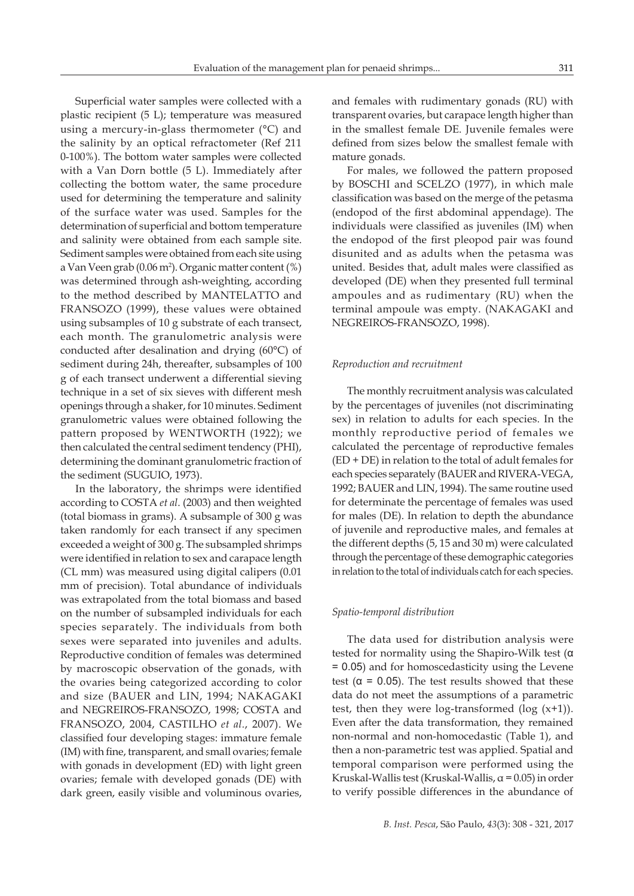Superficial water samples were collected with a plastic recipient (5 L); temperature was measured using a mercury-in-glass thermometer (°C) and the salinity by an optical refractometer (Ref 211 0-100%). The bottom water samples were collected with a Van Dorn bottle (5 L). Immediately after collecting the bottom water, the same procedure used for determining the temperature and salinity of the surface water was used. Samples for the determination of superficial and bottom temperature and salinity were obtained from each sample site. Sediment samples were obtained from each site using a Van Veen grab (0.06 m$^2$). Organic matter content (%) was determined through ash-weighting, according to the method described by MANTELATTO and FRANSOZO (1999), these values were obtained using subsamples of 10 g substrate of each transect, each month. The granulometric analysis were conducted after desalination and drying (60°C) of sediment during 24h, thereafter, subsamples of 100 g of each transect underwent a differential sieving technique in a set of six sieves with different mesh openings through a shaker, for 10 minutes. Sediment granulometric values were obtained following the pattern proposed by WENTWORTH (1922); we then calculated the central sediment tendency (PHI), determining the dominant granulometric fraction of the sediment (SUGUIO, 1973).

In the laboratory, the shrimps were identified according to COSTA *et al*. (2003) and then weighted (total biomass in grams). A subsample of 300 g was taken randomly for each transect if any specimen exceeded a weight of 300 g. The subsampled shrimps were identified in relation to sex and carapace length (CL mm) was measured using digital calipers (0.01 mm of precision). Total abundance of individuals was extrapolated from the total biomass and based on the number of subsampled individuals for each species separately. The individuals from both sexes were separated into juveniles and adults. Reproductive condition of females was determined by macroscopic observation of the gonads, with the ovaries being categorized according to color and size (BAUER and LIN, 1994; NAKAGAKI and NEGREIROS-FRANSOZO, 1998; COSTA and FRANSOZO, 2004, CASTILHO *et al*., 2007). We classified four developing stages: immature female (IM) with fine, transparent, and small ovaries; female with gonads in development (ED) with light green ovaries; female with developed gonads (DE) with dark green, easily visible and voluminous ovaries, and females with rudimentary gonads (RU) with transparent ovaries, but carapace length higher than in the smallest female DE. Juvenile females were defined from sizes below the smallest female with mature gonads.

For males, we followed the pattern proposed by BOSCHI and SCELZO (1977), in which male classification was based on the merge of the petasma (endopod of the first abdominal appendage). The individuals were classified as juveniles (IM) when the endopod of the first pleopod pair was found disunited and as adults when the petasma was united. Besides that, adult males were classified as developed (DE) when they presented full terminal ampoules and as rudimentary (RU) when the terminal ampoule was empty. (NAKAGAKI and NEGREIROS-FRANSOZO, 1998).

*Reproduction and recruitment*

The monthly recruitment analysis was calculated by the percentages of juveniles (not discriminating sex) in relation to adults for each species. In the monthly reproductive period of females we calculated the percentage of reproductive females (ED + DE) in relation to the total of adult females for each species separately (BAUER and RIVERA-VEGA, 1992; BAUER and LIN, 1994). The same routine used for determinate the percentage of females was used for males (DE). In relation to depth the abundance of juvenile and reproductive males, and females at the different depths (5, 15 and 30 m) were calculated through the percentage of these demographic categories in relation to the total of individuals catch for each species.

*Spatio-temporal distribution*

The data used for distribution analysis were tested for normality using the Shapiro-Wilk test ($\alpha = 0.05$) and for homoscedasticity using the Levene test ($\alpha = 0.05$). The test results showed that these data do not meet the assumptions of a parametric test, then they were log-transformed ($\log (x+1)$). Even after the data transformation, they remained non-normal and non-homocedastic (Table 1), and then a non-parametric test was applied. Spatial and temporal comparison were performed using the Kruskal-Wallis test (Kruskal-Wallis, $\alpha = 0.05$) in order to verify possible differences in the abundance of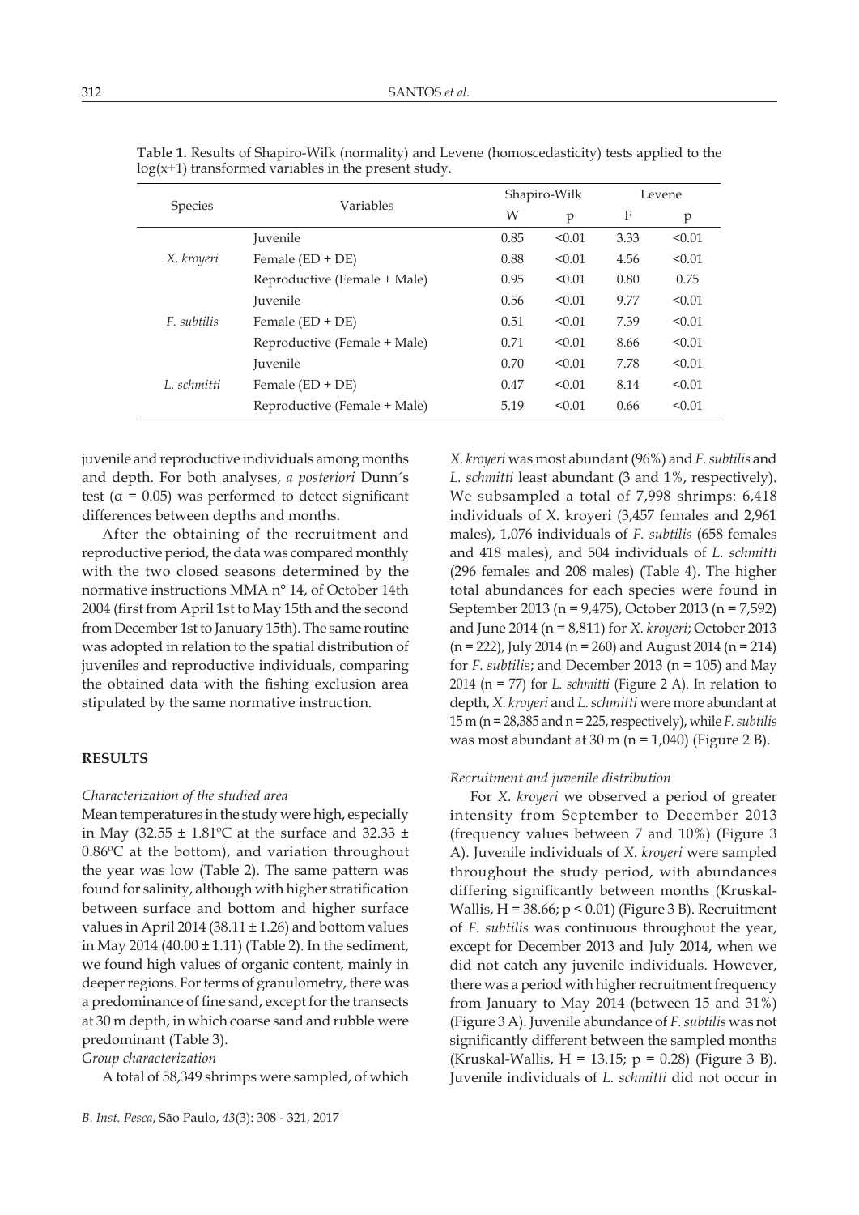**Table 1.** Results of Shapiro-Wilk (normality) and Levene (homoscedasticity) tests applied to the log(x+1) transformed variables in the present study.

| Species | Variables | Shapiro-Wilk | | Levene | |
|---|---|---|---|---|---|
| | | W | p | F | p |
| *X. kroyeri* | Juvenile | 0.85 | <0.01 | 3.33 | <0.01 |
| | Female (ED + DE) | 0.88 | <0.01 | 4.56 | <0.01 |
| | Reproductive (Female + Male) | 0.95 | <0.01 | 0.80 | 0.75 |
| *F. subtilis* | Juvenile | 0.56 | <0.01 | 9.77 | <0.01 |
| | Female (ED + DE) | 0.51 | <0.01 | 7.39 | <0.01 |
| | Reproductive (Female + Male) | 0.71 | <0.01 | 8.66 | <0.01 |
| *L. schmitti* | Juvenile | 0.70 | <0.01 | 7.78 | <0.01 |
| | Female (ED + DE) | 0.47 | <0.01 | 8.14 | <0.01 |
| | Reproductive (Female + Male) | 5.19 | <0.01 | 0.66 | <0.01 |

juvenile and reproductive individuals among months and depth. For both analyses, *a posteriori* Dunn´s test ($\alpha$ = 0.05) was performed to detect significant differences between depths and months.

After the obtaining of the recruitment and reproductive period, the data was compared monthly with the two closed seasons determined by the normative instructions MMA n° 14, of October 14th 2004 (first from April 1st to May 15th and the second from December 1st to January 15th). The same routine was adopted in relation to the spatial distribution of juveniles and reproductive individuals, comparing the obtained data with the fishing exclusion area stipulated by the same normative instruction.

## RESULTS

### *Characterization of the studied area*

Mean temperatures in the study were high, especially in May (32.55 ± 1.81ºC at the surface and 32.33 ± 0.86ºC at the bottom), and variation throughout the year was low (Table 2). The same pattern was found for salinity, although with higher stratification between surface and bottom and higher surface values in April 2014 (38.11 ± 1.26) and bottom values in May 2014 (40.00 ± 1.11) (Table 2). In the sediment, we found high values of organic content, mainly in deeper regions. For terms of granulometry, there was a predominance of fine sand, except for the transects at 30 m depth, in which coarse sand and rubble were predominant (Table 3).

### *Group characterization*

A total of 58,349 shrimps were sampled, of which *X. kroyeri* was most abundant (96%) and *F. subtilis* and *L. schmitti* least abundant (3 and 1%, respectively). We subsampled a total of 7,998 shrimps: 6,418 individuals of X. kroyeri (3,457 females and 2,961 males), 1,076 individuals of *F. subtilis* (658 females and 418 males), and 504 individuals of *L. schmitti* (296 females and 208 males) (Table 4). The higher total abundances for each species were found in September 2013 (n = 9,475), October 2013 (n = 7,592) and June 2014 (n = 8,811) for *X. kroyeri*; October 2013 (n = 222), July 2014 (n = 260) and August 2014 (n = 214) for *F. subtilis*; and December 2013 (n = 105) and May 2014 (n = 77) for *L. schmitti* (Figure 2 A). In relation to depth, *X. kroyeri* and *L. schmitti* were more abundant at 15 m (n = 28,385 and n = 225, respectively), while *F. subtilis* was most abundant at 30 m (n = 1,040) (Figure 2 B).

### *Recruitment and juvenile distribution*

For *X. kroyeri* we observed a period of greater intensity from September to December 2013 (frequency values between 7 and 10%) (Figure 3 A). Juvenile individuals of *X. kroyeri* were sampled throughout the study period, with abundances differing significantly between months (Kruskal-Wallis, H = 38.66; $p < 0.01$) (Figure 3 B). Recruitment of *F. subtilis* was continuous throughout the year, except for December 2013 and July 2014, when we did not catch any juvenile individuals. However, there was a period with higher recruitment frequency from January to May 2014 (between 15 and 31%) (Figure 3 A). Juvenile abundance of *F. subtilis* was not significantly different between the sampled months (Kruskal-Wallis, H = 13.15; p = 0.28) (Figure 3 B). Juvenile individuals of *L. schmitti* did not occur in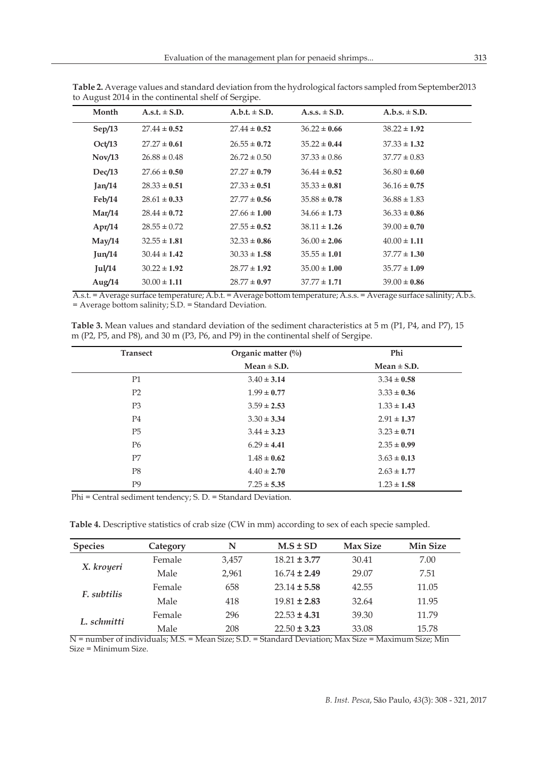**Table 2.** Average values and standard deviation from the hydrological factors sampled from September2013 to August 2014 in the continental shelf of Sergipe.

| Month | A.s.t. ± S.D. | A.b.t. ± S.D. | A.s.s. ± S.D. | A.b.s. ± S.D. |
|---|---|---|---|---|
| **Sep/13** | 27.44 ± **0.52** | 27.44 ± **0.52** | 36.22 ± **0.66** | 38.22 ± **1.92** |
| **Oct/13** | 27.27 ± **0.61** | 26.55 ± **0.72** | 35.22 ± **0.44** | 37.33 ± **1.32** |
| **Nov/13** | 26.88 ± 0.48 | 26.72 ± 0.50 | 37.33 ± 0.86 | 37.77 ± 0.83 |
| **Dec/13** | 27.66 ± **0.50** | 27.27 ± **0.79** | 36.44 ± **0.52** | 36.80 ± **0.60** |
| **Jan/14** | 28.33 ± **0.51** | 27.33 ± **0.51** | 35.33 ± **0.81** | 36.16 ± **0.75** |
| **Feb/14** | 28.61 ± **0.33** | 27.77 ± **0.56** | 35.88 ± **0.78** | 36.88 ± 1.83 |
| **Mar/14** | 28.44 ± **0.72** | 27.66 ± **1.00** | 34.66 ± **1.73** | 36.33 ± **0.86** |
| **Apr/14** | 28.55 ± 0.72 | 27.55 ± **0.52** | 38.11 ± **1.26** | 39.00 ± **0.70** |
| **May/14** | 32.55 ± **1.81** | 32.33 ± **0.86** | 36.00 ± **2.06** | 40.00 ± **1.11** |
| **Jun/14** | 30.44 ± **1.42** | 30.33 ± **1.58** | 35.55 ± **1.01** | 37.77 ± **1.30** |
| **Jul/14** | 30.22 ± **1.92** | 28.77 ± **1.92** | 35.00 ± **1.00** | 35.77 ± **1.09** |
| **Aug/14** | 30.00 ± **1.11** | 28.77 ± **0.97** | 37.77 ± **1.71** | 39.00 ± **0.86** |

A.s.t. = Average surface temperature; A.b.t. = Average bottom temperature; A.s.s. = Average surface salinity; A.b.s. = Average bottom salinity; S.D. = Standard Deviation.

**Table 3.** Mean values and standard deviation of the sediment characteristics at 5 m (P1, P4, and P7), 15 m (P2, P5, and P8), and 30 m (P3, P6, and P9) in the continental shelf of Sergipe.

| Transect | Organic matter (%) | Phi |
|---|---|---|
| | Mean ± S.D. | Mean ± S.D. |
| P1 | 3.40 ± **3.14** | 3.34 ± **0.58** |
| P2 | 1.99 ± **0.77** | 3.33 ± **0.36** |
| P3 | 3.59 ± **2.53** | 1.33 ± **1.43** |
| P4 | 3.30 ± **3.34** | 2.91 ± **1.37** |
| P5 | 3.44 ± **3.23** | 3.23 ± **0.71** |
| P6 | 6.29 ± **4.41** | 2.35 ± **0.99** |
| P7 | 1.48 ± **0.62** | 3.63 ± **0.13** |
| P8 | 4.40 ± **2.70** | 2.63 ± **1.77** |
| P9 | 7.25 ± **5.35** | 1.23 ± **1.58** |

Phi = Central sediment tendency; S. D. = Standard Deviation.

**Table 4.** Descriptive statistics of crab size (CW in mm) according to sex of each specie sampled.

| Species | Category | N | M.S ± SD | Max Size | Min Size |
|---|---|---|---|---|---|
| *X. kroyeri* | Female | 3,457 | 18.21 ± **3.77** | 30.41 | 7.00 |
| | Male | 2,961 | 16.74 ± **2.49** | 29.07 | 7.51 |
| *F. subtilis* | Female | 658 | 23.14 ± **5.58** | 42.55 | 11.05 |
| | Male | 418 | 19.81 ± **2.83** | 32.64 | 11.95 |
| *L. schmitti* | Female | 296 | 22.53 ± **4.31** | 39.30 | 11.79 |
| | Male | 208 | 22.50 ± **3.23** | 33.08 | 15.78 |

N = number of individuals; M.S. = Mean Size; S.D. = Standard Deviation; Max Size = Maximum Size; Min Size = Minimum Size.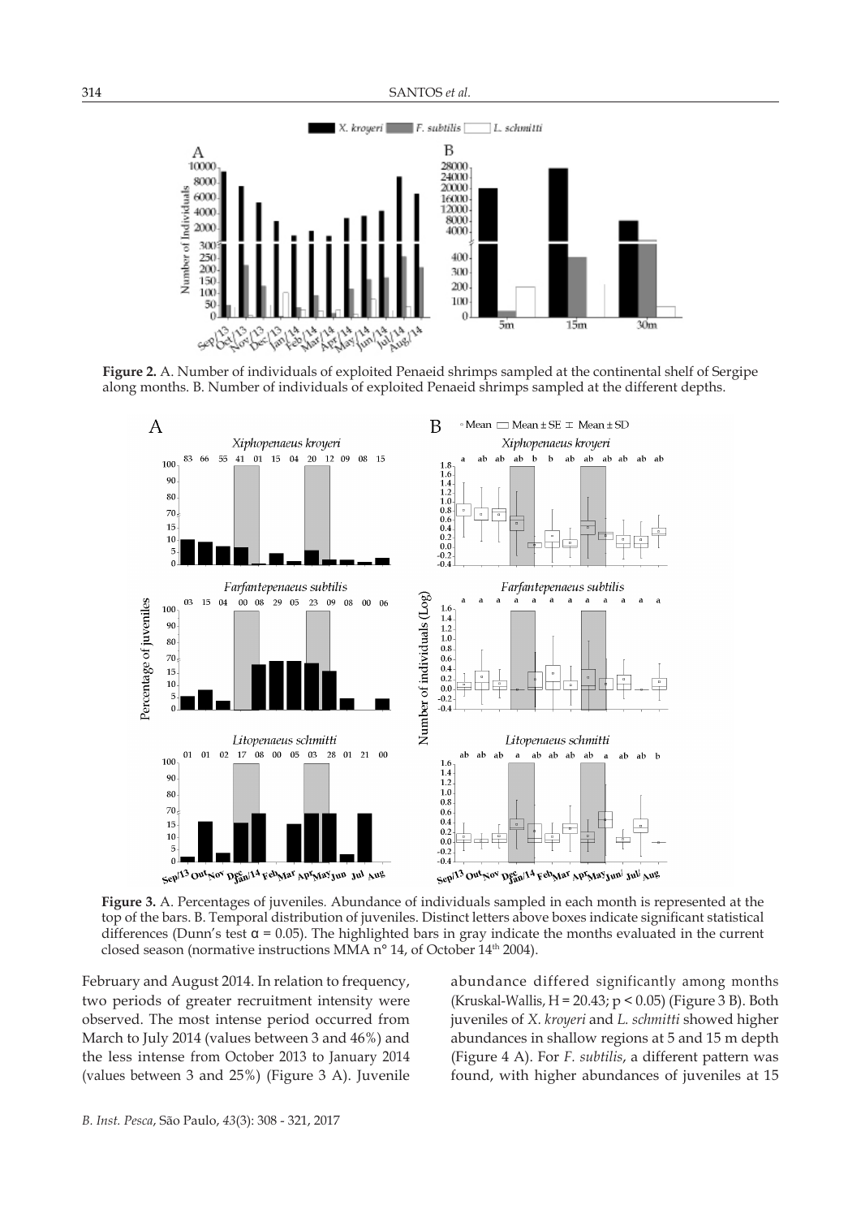**Figure 2.** A. Number of individuals of exploited Penaeid shrimps sampled at the continental shelf of Sergipe along months. B. Number of individuals of exploited Penaeid shrimps sampled at the different depths.

**Figure 3.** A. Percentages of juveniles. Abundance of individuals sampled in each month is represented at the top of the bars. B. Temporal distribution of juveniles. Distinct letters above boxes indicate significant statistical differences (Dunn's test α = 0.05). The highlighted bars in gray indicate the months evaluated in the current closed season (normative instructions MMA n° 14, of October 14th 2004).

February and August 2014. In relation to frequency, two periods of greater recruitment intensity were observed. The most intense period occurred from March to July 2014 (values between 3 and 46%) and the less intense from October 2013 to January 2014 (values between 3 and 25%) (Figure 3 A). Juvenile abundance differed significantly among months (Kruskal-Wallis, $H = 20.43$; $p < 0.05$) (Figure 3 B). Both juveniles of *X. kroyeri* and *L. schmitti* showed higher abundances in shallow regions at 5 and 15 m depth (Figure 4 A). For *F. subtilis*, a different pattern was found, with higher abundances of juveniles at 15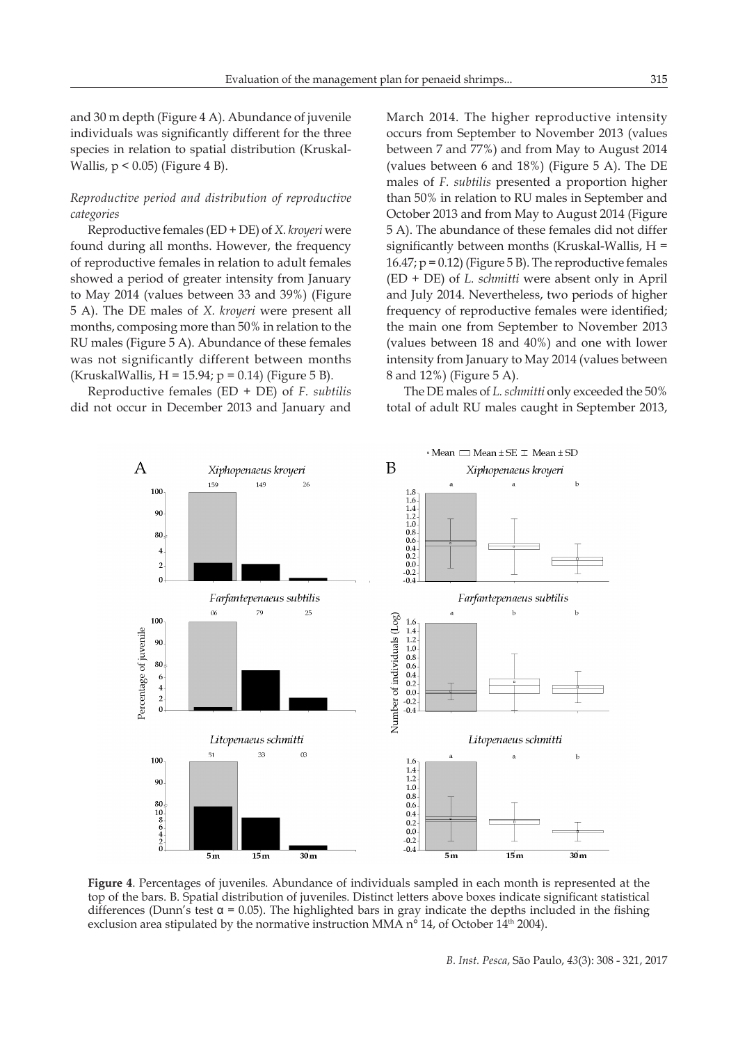and 30 m depth (Figure 4 A). Abundance of juvenile individuals was significantly different for the three species in relation to spatial distribution (Kruskal-Wallis, $p < 0.05$) (Figure 4 B).

*Reproductive period and distribution of reproductive categories*

Reproductive females (ED + DE) of *X. kroyeri* were found during all months. However, the frequency of reproductive females in relation to adult females showed a period of greater intensity from January to May 2014 (values between 33 and 39%) (Figure 5 A). The DE males of *X. kroyeri* were present all months, composing more than 50% in relation to the RU males (Figure 5 A). Abundance of these females was not significantly different between months (KruskalWallis, $H = 15.94$; $p = 0.14$) (Figure 5 B).

Reproductive females (ED + DE) of *F. subtilis* did not occur in December 2013 and January and March 2014. The higher reproductive intensity occurs from September to November 2013 (values between 7 and 77%) and from May to August 2014 (values between 6 and 18%) (Figure 5 A). The DE males of *F. subtilis* presented a proportion higher than 50% in relation to RU males in September and October 2013 and from May to August 2014 (Figure 5 A). The abundance of these females did not differ significantly between months (Kruskal-Wallis, $H = 16.47$; $p = 0.12$) (Figure 5 B). The reproductive females (ED + DE) of *L. schmitti* were absent only in April and July 2014. Nevertheless, two periods of higher frequency of reproductive females were identified; the main one from September to November 2013 (values between 18 and 40%) and one with lower intensity from January to May 2014 (values between 8 and 12%) (Figure 5 A).

The DE males of *L. schmitti* only exceeded the 50% total of adult RU males caught in September 2013,

**Figure 4**. Percentages of juveniles. Abundance of individuals sampled in each month is represented at the top of the bars. B. Spatial distribution of juveniles. Distinct letters above boxes indicate significant statistical differences (Dunn's test $\alpha = 0.05$). The highlighted bars in gray indicate the depths included in the fishing exclusion area stipulated by the normative instruction MMA n° 14, of October 14th 2004).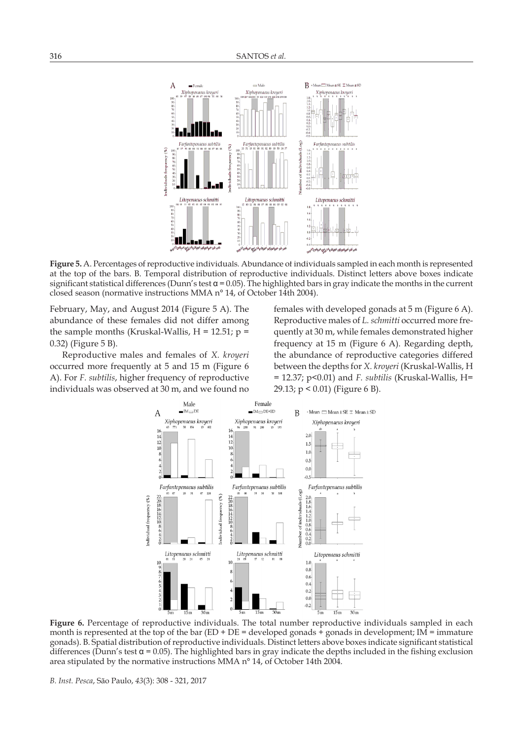**Figure 5.** A. Percentages of reproductive individuals. Abundance of individuals sampled in each month is represented at the top of the bars. B. Temporal distribution of reproductive individuals. Distinct letters above boxes indicate significant statistical differences (Dunn's test α = 0.05). The highlighted bars in gray indicate the months in the current closed season (normative instructions MMA n° 14, of October 14th 2004).

February, May, and August 2014 (Figure 5 A). The abundance of these females did not differ among the sample months (Kruskal-Wallis, $H = 12.51$; $p = 0.32$) (Figure 5 B).

Reproductive males and females of *X. kroyeri* occurred more frequently at 5 and 15 m (Figure 6 A). For *F. subtilis*, higher frequency of reproductive individuals was observed at 30 m, and we found no females with developed gonads at 5 m (Figure 6 A). Reproductive males of *L. schmitti* occurred more frequently at 30 m, while females demonstrated higher frequency at 15 m (Figure 6 A). Regarding depth, the abundance of reproductive categories differed between the depths for *X. kroyeri* (Kruskal-Wallis, $H = 12.37$; $p<0.01$) and *F. subtilis* (Kruskal-Wallis, $H= 29.13$; $p < 0.01$) (Figure 6 B).

**Figure 6.** Percentage of reproductive individuals. The total number reproductive individuals sampled in each month is represented at the top of the bar (ED + DE = developed gonads + gonads in development; IM = immature gonads). B. Spatial distribution of reproductive individuals. Distinct letters above boxes indicate significant statistical differences (Dunn's test α = 0.05). The highlighted bars in gray indicate the depths included in the fishing exclusion area stipulated by the normative instructions MMA n° 14, of October 14th 2004.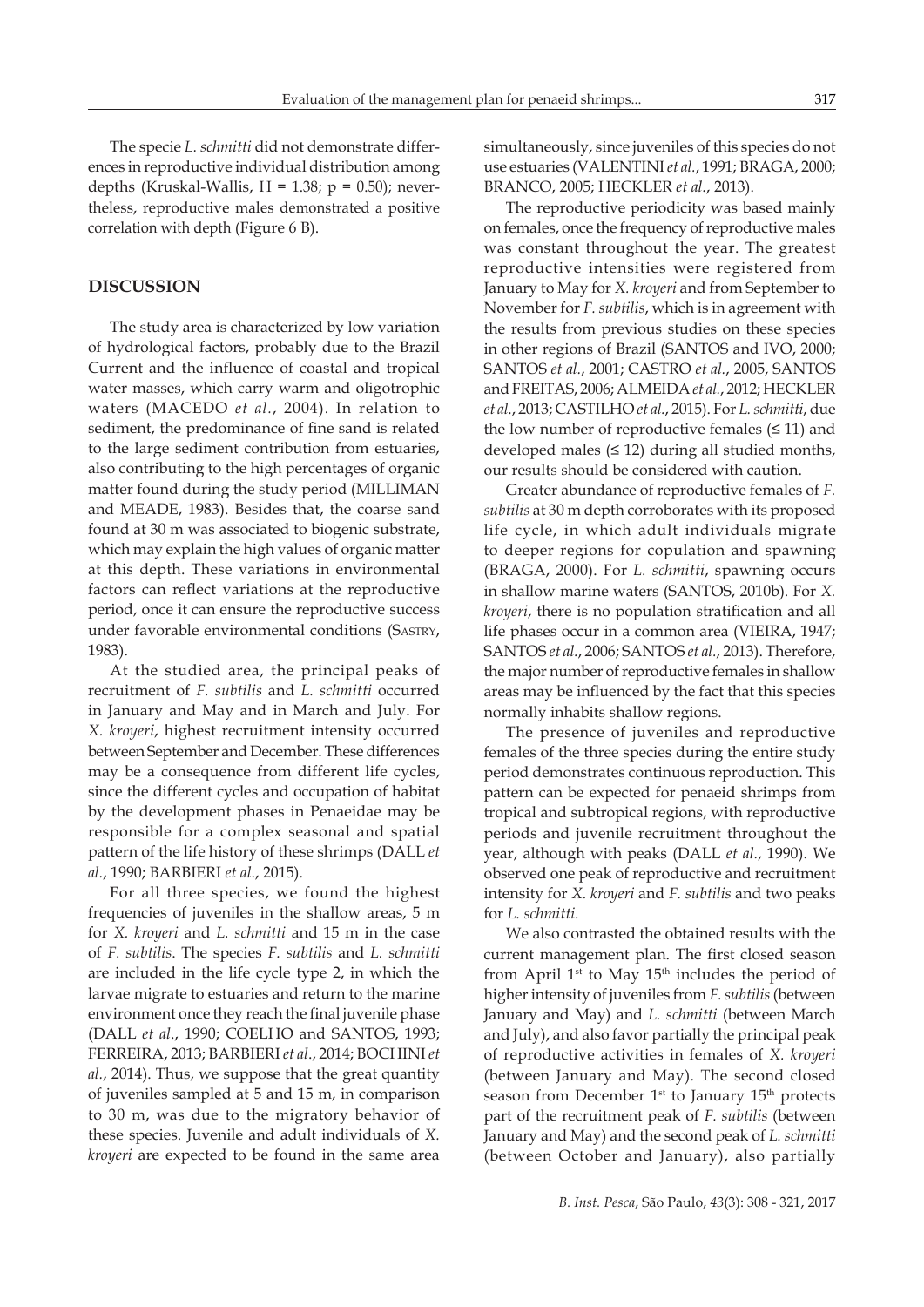The specie *L. schmitti* did not demonstrate differences in reproductive individual distribution among depths (Kruskal-Wallis, $H = 1.38$; $p = 0.50$); nevertheless, reproductive males demonstrated a positive correlation with depth (Figure 6 B).

## DISCUSSION

The study area is characterized by low variation of hydrological factors, probably due to the Brazil Current and the influence of coastal and tropical water masses, which carry warm and oligotrophic waters (MACEDO *et al.*, 2004). In relation to sediment, the predominance of fine sand is related to the large sediment contribution from estuaries, also contributing to the high percentages of organic matter found during the study period (MILLIMAN and MEADE, 1983). Besides that, the coarse sand found at 30 m was associated to biogenic substrate, which may explain the high values of organic matter at this depth. These variations in environmental factors can reflect variations at the reproductive period, once it can ensure the reproductive success under favorable environmental conditions (SASTRY, 1983).

At the studied area, the principal peaks of recruitment of *F. subtilis* and *L. schmitti* occurred in January and May and in March and July. For *X. kroyeri*, highest recruitment intensity occurred between September and December. These differences may be a consequence from different life cycles, since the different cycles and occupation of habitat by the development phases in Penaeidae may be responsible for a complex seasonal and spatial pattern of the life history of these shrimps (DALL *et al.*, 1990; BARBIERI *et al.*, 2015).

For all three species, we found the highest frequencies of juveniles in the shallow areas, 5 m for *X. kroyeri* and *L. schmitti* and 15 m in the case of *F. subtilis*. The species *F. subtilis* and *L. schmitti* are included in the life cycle type 2, in which the larvae migrate to estuaries and return to the marine environment once they reach the final juvenile phase (DALL *et al.*, 1990; COELHO and SANTOS, 1993; FERREIRA, 2013; BARBIERI *et al.*, 2014; BOCHINI *et al.*, 2014). Thus, we suppose that the great quantity of juveniles sampled at 5 and 15 m, in comparison to 30 m, was due to the migratory behavior of these species. Juvenile and adult individuals of *X. kroyeri* are expected to be found in the same area simultaneously, since juveniles of this species do not use estuaries (VALENTINI *et al.*, 1991; BRAGA, 2000; BRANCO, 2005; HECKLER *et al.*, 2013).

The reproductive periodicity was based mainly on females, once the frequency of reproductive males was constant throughout the year. The greatest reproductive intensities were registered from January to May for *X. kroyeri* and from September to November for *F. subtilis*, which is in agreement with the results from previous studies on these species in other regions of Brazil (SANTOS and IVO, 2000; SANTOS *et al.*, 2001; CASTRO *et al.*, 2005, SANTOS and FREITAS, 2006; ALMEIDA *et al.*, 2012; HECKLER *et al.*, 2013; CASTILHO *et al.*, 2015). For *L. schmitti*, due the low number of reproductive females ($\leq 11$) and developed males ($\leq 12$) during all studied months, our results should be considered with caution.

Greater abundance of reproductive females of *F. subtilis* at 30 m depth corroborates with its proposed life cycle, in which adult individuals migrate to deeper regions for copulation and spawning (BRAGA, 2000). For *L. schmitti*, spawning occurs in shallow marine waters (SANTOS, 2010b). For *X. kroyeri*, there is no population stratification and all life phases occur in a common area (VIEIRA, 1947; SANTOS *et al.*, 2006; SANTOS *et al.*, 2013). Therefore, the major number of reproductive females in shallow areas may be influenced by the fact that this species normally inhabits shallow regions.

The presence of juveniles and reproductive females of the three species during the entire study period demonstrates continuous reproduction. This pattern can be expected for penaeid shrimps from tropical and subtropical regions, with reproductive periods and juvenile recruitment throughout the year, although with peaks (DALL *et al.*, 1990). We observed one peak of reproductive and recruitment intensity for *X. kroyeri* and *F. subtilis* and two peaks for *L. schmitti*.

We also contrasted the obtained results with the current management plan. The first closed season from April 1st to May 15th includes the period of higher intensity of juveniles from *F. subtilis* (between January and May) and *L. schmitti* (between March and July), and also favor partially the principal peak of reproductive activities in females of *X. kroyeri* (between January and May). The second closed season from December 1st to January 15th protects part of the recruitment peak of *F. subtilis* (between January and May) and the second peak of *L. schmitti* (between October and January), also partially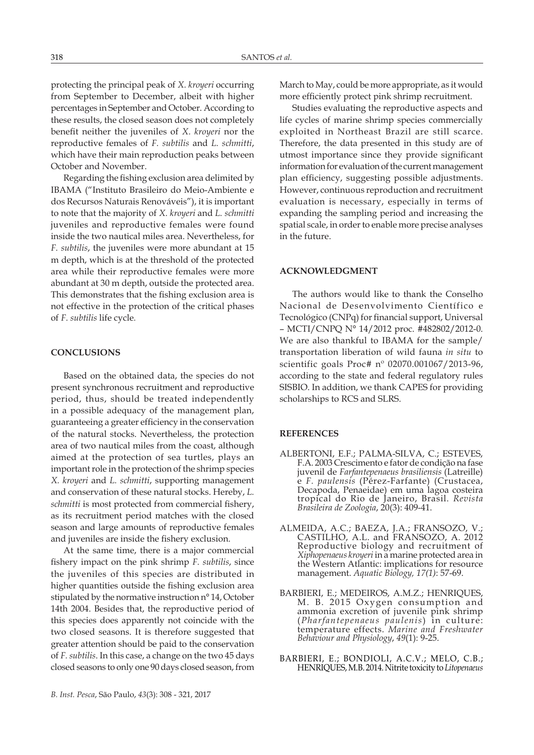protecting the principal peak of *X. kroyeri* occurring from September to December, albeit with higher percentages in September and October. According to these results, the closed season does not completely benefit neither the juveniles of *X. kroyeri* nor the reproductive females of *F. subtilis* and *L. schmitti*, which have their main reproduction peaks between October and November.

Regarding the fishing exclusion area delimited by IBAMA ("Instituto Brasileiro do Meio-Ambiente e dos Recursos Naturais Renováveis"), it is important to note that the majority of *X. kroyeri* and *L. schmitti* juveniles and reproductive females were found inside the two nautical miles area. Nevertheless, for *F. subtilis*, the juveniles were more abundant at 15 m depth, which is at the threshold of the protected area while their reproductive females were more abundant at 30 m depth, outside the protected area. This demonstrates that the fishing exclusion area is not effective in the protection of the critical phases of *F. subtilis* life cycle.

## CONCLUSIONS

Based on the obtained data, the species do not present synchronous recruitment and reproductive period, thus, should be treated independently in a possible adequacy of the management plan, guaranteeing a greater efficiency in the conservation of the natural stocks. Nevertheless, the protection area of two nautical miles from the coast, although aimed at the protection of sea turtles, plays an important role in the protection of the shrimp species *X. kroyeri* and *L. schmitti*, supporting management and conservation of these natural stocks. Hereby, *L. schmitti* is most protected from commercial fishery, as its recruitment period matches with the closed season and large amounts of reproductive females and juveniles are inside the fishery exclusion.

At the same time, there is a major commercial fishery impact on the pink shrimp *F. subtilis*, since the juveniles of this species are distributed in higher quantities outside the fishing exclusion area stipulated by the normative instruction n° 14, October 14th 2004. Besides that, the reproductive period of this species does apparently not coincide with the two closed seasons. It is therefore suggested that greater attention should be paid to the conservation of *F. subtilis*. In this case, a change on the two 45 days closed seasons to only one 90 days closed season, from March to May, could be more appropriate, as it would more efficiently protect pink shrimp recruitment.

Studies evaluating the reproductive aspects and life cycles of marine shrimp species commercially exploited in Northeast Brazil are still scarce. Therefore, the data presented in this study are of utmost importance since they provide significant information for evaluation of the current management plan efficiency, suggesting possible adjustments. However, continuous reproduction and recruitment evaluation is necessary, especially in terms of expanding the sampling period and increasing the spatial scale, in order to enable more precise analyses in the future.

## ACKNOWLEDGMENT

The authors would like to thank the Conselho Nacional de Desenvolvimento Científico e Tecnológico (CNPq) for financial support, Universal – MCTI/CNPQ N° 14/2012 proc. #482802/2012-0. We are also thankful to IBAMA for the sample/transportation liberation of wild fauna *in situ* to scientific goals Proc# nº 02070.001067/2013-96, according to the state and federal regulatory rules SISBIO. In addition, we thank CAPES for providing scholarships to RCS and SLRS.

## REFERENCES

ALBERTONI, E.F.; PALMA-SILVA, C.; ESTEVES, F.A. 2003 Crescimento e fator de condição na fase juvenil de *Farfantepenaeus brasiliensis* (Latreille) e *F. paulensis* (Pérez-Farfante) (Crustacea, Decapoda, Penaeidae) em uma lagoa costeira tropical do Rio de Janeiro, Brasil. *Revista Brasileira de Zoologia*, 20(3): 409-41.

ALMEIDA, A.C.; BAEZA, J.A.; FRANSOZO, V.; CASTILHO, A.L. and FRANSOZO, A. 2012 Reproductive biology and recruitment of *Xiphopenaeus kroyeri* in a marine protected area in the Western Atlantic: implications for resource management. *Aquatic Biology, 17(1)*: 57-69.

BARBIERI, E.; MEDEIROS, A.M.Z.; HENRIQUES, M. B. 2015 Oxygen consumption and ammonia excretion of juvenile pink shrimp (*Pharfantepenaeus paulenis*) in culture: temperature effects. *Marine and Freshwater Behaviour and Physiology*, *49*(1): 9-25.

BARBIERI, E.; BONDIOLI, A.C.V.; MELO, C.B.; HENRIQUES, M.B. 2014. Nitrite toxicity to *Litopenaeus*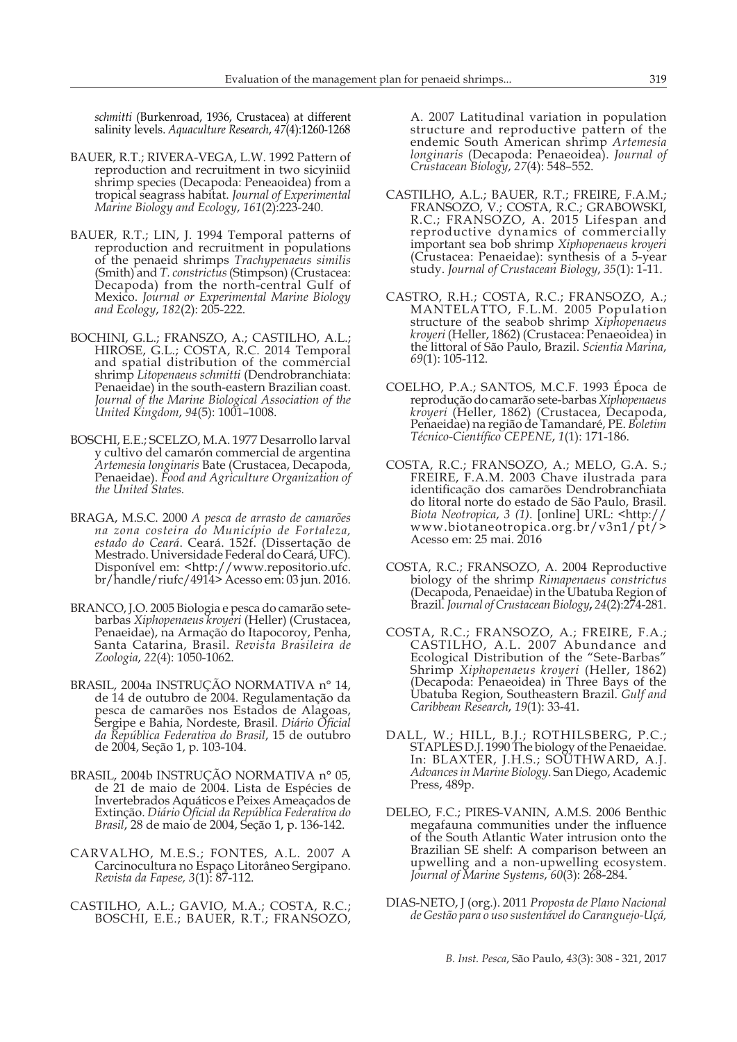*schmitti* (Burkenroad, 1936, Crustacea) at different salinity levels. *Aquaculture Research*, *47*(4):1260-1268

BAUER, R.T.; RIVERA-VEGA, L.W. 1992 Pattern of reproduction and recruitment in two sicyiniid shrimp species (Decapoda: Peneaoidea) from a tropical seagrass habitat. *Journal of Experimental Marine Biology and Ecology*, *161*(2):223-240.

BAUER, R.T.; LIN, J. 1994 Temporal patterns of reproduction and recruitment in populations of the penaeid shrimps *Trachypenaeus similis* (Smith) and *T. constrictus* (Stimpson) (Crustacea: Decapoda) from the north-central Gulf of Mexico. *Journal or Experimental Marine Biology and Ecology*, *182*(2): 205-222.

BOCHINI, G.L.; FRANSZO, A.; CASTILHO, A.L.; HIROSE, G.L.; COSTA, R.C. 2014 Temporal and spatial distribution of the commercial shrimp *Litopenaeus schmitti* (Dendrobranchiata: Penaeidae) in the south-eastern Brazilian coast. *Journal of the Marine Biological Association of the United Kingdom*, *94*(5): 1001–1008.

BOSCHI, E.E.; SCELZO, M.A. 1977 Desarrollo larval y cultivo del camarón commercial de argentina *Artemesia longinaris* Bate (Crustacea, Decapoda, Penaeidae). *Food and Agriculture Organization of the United States.*

BRAGA, M.S.C. 2000 *A pesca de arrasto de camarões na zona costeira do Município de Fortaleza, estado do Ceará*. Ceará. 152f. (Dissertação de Mestrado. Universidade Federal do Ceará, UFC). Disponível em: <http://www.repositorio.ufc.br/handle/riufc/4914> Acesso em: 03 jun. 2016.

BRANCO, J.O. 2005 Biologia e pesca do camarão sete-barbas *Xiphopenaeus kroyeri* (Heller) (Crustacea, Penaeidae), na Armação do Itapocoroy, Penha, Santa Catarina, Brasil. *Revista Brasileira de Zoologia*, *22*(4): 1050-1062.

BRASIL, 2004a INSTRUÇÃO NORMATIVA n° 14, de 14 de outubro de 2004. Regulamentação da pesca de camarões nos Estados de Alagoas, Sergipe e Bahia, Nordeste, Brasil. *Diário Oficial da República Federativa do Brasil*, 15 de outubro de 2004, Seção 1, p. 103-104.

BRASIL, 2004b INSTRUÇÃO NORMATIVA n° 05, de 21 de maio de 2004. Lista de Espécies de Invertebrados Aquáticos e Peixes Ameaçados de Extinção. *Diário Oficial da República Federativa do Brasil*, 28 de maio de 2004, Seção 1, p. 136-142.

CARVALHO, M.E.S.; FONTES, A.L. 2007 A Carcinocultura no Espaço Litorâneo Sergipano. *Revista da Fapese, 3*(1): 87-112.

CASTILHO, A.L.; GAVIO, M.A.; COSTA, R.C.; BOSCHI, E.E.; BAUER, R.T.; FRANSOZO, A. 2007 Latitudinal variation in population structure and reproductive pattern of the endemic South American shrimp *Artemesia longinaris* (Decapoda: Penaeoidea). *Journal of Crustacean Biology*, *27*(4): 548–552.

CASTILHO, A.L.; BAUER, R.T.; FREIRE, F.A.M.; FRANSOZO, V.; COSTA, R.C.; GRABOWSKI, R.C.; FRANSOZO, A. 2015 Lifespan and reproductive dynamics of commercially important sea bob shrimp *Xiphopenaeus kroyeri* (Crustacea: Penaeidae): synthesis of a 5-year study. *Journal of Crustacean Biology*, *35*(1): 1-11.

CASTRO, R.H.; COSTA, R.C.; FRANSOZO, A.; MANTELATTO, F.L.M. 2005 Population structure of the seabob shrimp *Xiphopenaeus kroyeri* (Heller, 1862) (Crustacea: Penaeoidea) in the littoral of São Paulo, Brazil. *Scientia Marina*, *69*(1): 105-112.

COELHO, P.A.; SANTOS, M.C.F. 1993 Época de reprodução do camarão sete-barbas *Xiphopenaeus kroyeri* (Heller, 1862) (Crustacea, Decapoda, Penaeidae) na região de Tamandaré, PE. *Boletim Técnico-Científico CEPENE*, *1*(1): 171-186.

COSTA, R.C.; FRANSOZO, A.; MELO, G.A. S.; FREIRE, F.A.M. 2003 Chave ilustrada para identificação dos camarões Dendrobranchiata do litoral norte do estado de São Paulo, Brasil. *Biota Neotropica*, *3 (1)*. [online] URL: <http://www.biotaneotropica.org.br/v3n1/pt/> Acesso em: 25 mai. 2016

COSTA, R.C.; FRANSOZO, A. 2004 Reproductive biology of the shrimp *Rimapenaeus constrictus* (Decapoda, Penaeidae) in the Ubatuba Region of Brazil. *Journal of Crustacean Biology***,** *24*(2):274-281.

COSTA, R.C.; FRANSOZO, A.; FREIRE, F.A.; CASTILHO, A.L. 2007 Abundance and Ecological Distribution of the "Sete-Barbas" Shrimp *Xiphopenaeus kroyeri* (Heller, 1862) (Decapoda: Penaeoidea) in Three Bays of the Ubatuba Region, Southeastern Brazil. *Gulf and Caribbean Research*, *19*(1): 33-41.

DALL, W.; HILL, B.J.; ROTHILSBERG, P.C.; STAPLES D.J. 1990 The biology of the Penaeidae. In: BLAXTER, J.H.S.; SOUTHWARD, A.J. *Advances in Marine Biology.* San Diego, Academic Press, 489p.

DELEO, F.C.; PIRES-VANIN, A.M.S. 2006 Benthic megafauna communities under the influence of the South Atlantic Water intrusion onto the Brazilian SE shelf: A comparison between an upwelling and a non-upwelling ecosystem. *Journal of Marine Systems*, *60*(3): 268-284.

DIAS-NETO, J (org.). 2011 *Proposta de Plano Nacional de Gestão para o uso sustentável do Caranguejo-Uçá,*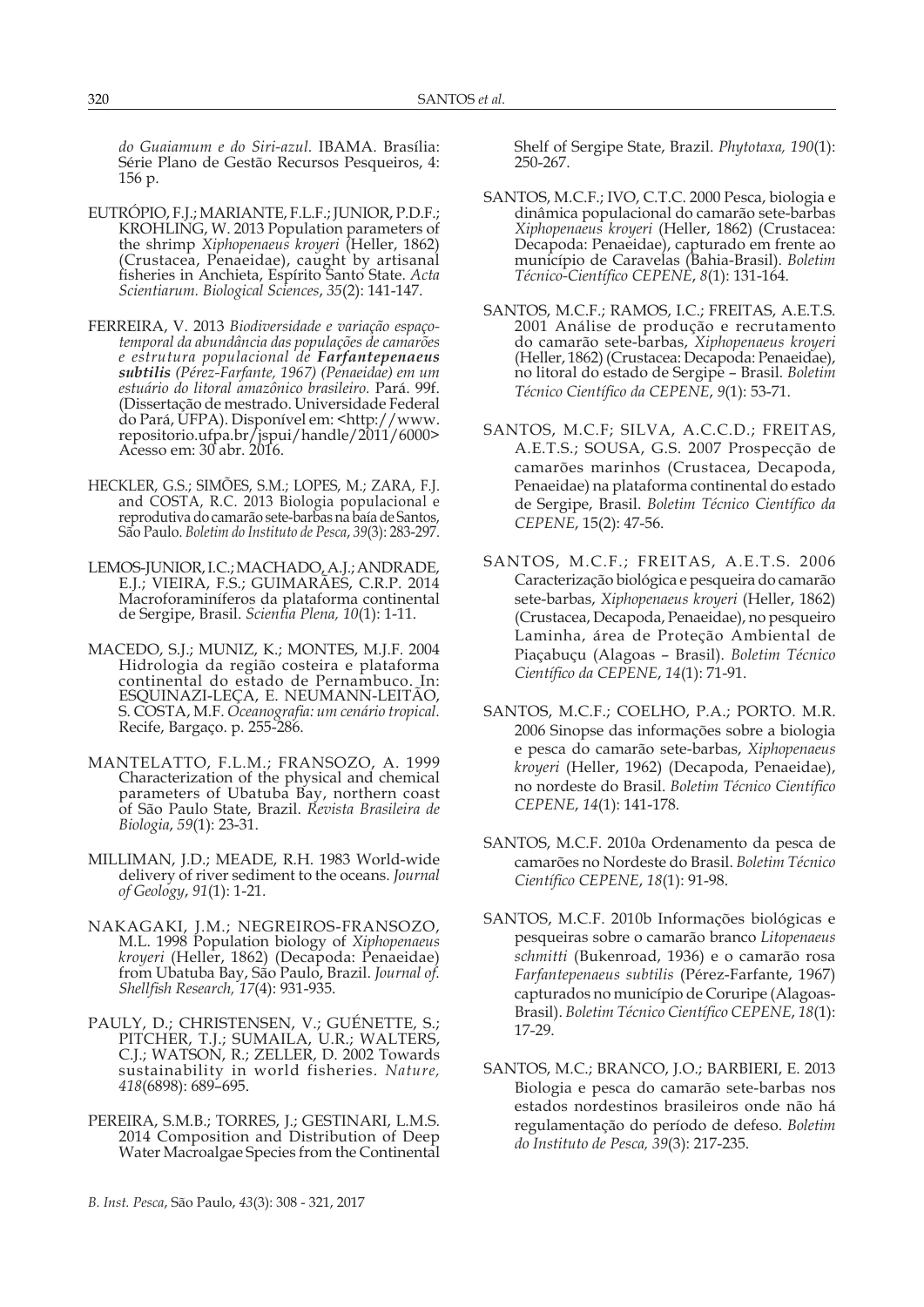*do Guaiamum e do Siri-azul.* IBAMA. Brasília: Série Plano de Gestão Recursos Pesqueiros, 4: 156 p.

EUTRÓPIO, F.J.; MARIANTE, F.L.F.; JUNIOR, P.D.F.; KROHLING, W. 2013 Population parameters of the shrimp *Xiphopenaeus kroyeri* (Heller, 1862) (Crustacea, Penaeidae), caught by artisanal fisheries in Anchieta, Espírito Santo State. *Acta Scientiarum. Biological Sciences*, *35*(2): 141-147.

FERREIRA, V. 2013 *Biodiversidade e variação espaço-temporal da abundância das populações de camarões e estrutura populacional de **Farfantepenaeus subtilis** (Pérez-Farfante, 1967) (Penaeidae) em um estuário do litoral amazônico brasileiro.* Pará. 99f. (Dissertação de mestrado. Universidade Federal do Pará, UFPA). Disponível em: <http://www.repositorio.ufpa.br/jspui/handle/2011/6000> Acesso em: 30 abr. 2016.

HECKLER, G.S.; SIMÕES, S.M.; LOPES, M.; ZARA, F.J. and COSTA, R.C. 2013 Biologia populacional e reprodutiva do camarão sete-barbas na baía de Santos, São Paulo. *Boletim do Instituto de Pesca*, *39*(3): 283-297.

LEMOS-JUNIOR, I.C.; MACHADO, A.J.; ANDRADE, E.J.; VIEIRA, F.S.; GUIMARÃES, C.R.P. 2014 Macroforaminíferos da plataforma continental de Sergipe, Brasil. *Scientia Plena, 10*(1): 1-11.

MACEDO, S.J.; MUNIZ, K.; MONTES, M.J.F. 2004 Hidrologia da região costeira e plataforma continental do estado de Pernambuco. In: ESQUINAZI-LEÇA, E. NEUMANN-LEITÃO, S. COSTA, M.F. *Oceanografia: um cenário tropical.* Recife, Bargaço. p. 255-286.

MANTELATTO, F.L.M.; FRANSOZO, A. 1999 Characterization of the physical and chemical parameters of Ubatuba Bay, northern coast of São Paulo State, Brazil. *Revista Brasileira de Biologia*, *59*(1): 23-31.

MILLIMAN, J.D.; MEADE, R.H. 1983 World-wide delivery of river sediment to the oceans. *Journal of Geology*, *91*(1): 1-21.

NAKAGAKI, J.M.; NEGREIROS-FRANSOZO, M.L. 1998 Population biology of *Xiphopenaeus kroyeri* (Heller, 1862) (Decapoda: Penaeidae) from Ubatuba Bay, São Paulo, Brazil. *Journal of. Shellfish Research, 17*(4): 931-935.

PAULY, D.; CHRISTENSEN, V.; GUÉNETTE, S.; PITCHER, T.J.; SUMAILA, U.R.; WALTERS, C.J.; WATSON, R.; ZELLER, D. 2002 Towards sustainability in world fisheries. *Nature, 418*(6898): 689–695.

PEREIRA, S.M.B.; TORRES, J.; GESTINARI, L.M.S. 2014 Composition and Distribution of Deep Water Macroalgae Species from the Continental Shelf of Sergipe State, Brazil. *Phytotaxa, 190*(1): 250-267.

SANTOS, M.C.F.; IVO, C.T.C. 2000 Pesca, biologia e dinâmica populacional do camarão sete-barbas *Xiphopenaeus kroyeri* (Heller, 1862) (Crustacea: Decapoda: Penaeidae), capturado em frente ao município de Caravelas (Bahia-Brasil). *Boletim Técnico-Científico CEPENE*, *8*(1): 131-164.

SANTOS, M.C.F.; RAMOS, I.C.; FREITAS, A.E.T.S. 2001 Análise de produção e recrutamento do camarão sete-barbas, *Xiphopenaeus kroyeri* (Heller, 1862) (Crustacea: Decapoda: Penaeidae), no litoral do estado de Sergipe – Brasil. *Boletim Técnico Científico da CEPENE*, *9*(1): 53-71.

SANTOS, M.C.F; SILVA, A.C.C.D.; FREITAS, A.E.T.S.; SOUSA, G.S. 2007 Prospecção de camarões marinhos (Crustacea, Decapoda, Penaeidae) na plataforma continental do estado de Sergipe, Brasil. *Boletim Técnico Científico da CEPENE*, 15(2): 47-56.

SANTOS, M.C.F.; FREITAS, A.E.T.S. 2006 Caracterização biológica e pesqueira do camarão sete-barbas, *Xiphopenaeus kroyeri* (Heller, 1862) (Crustacea, Decapoda, Penaeidae), no pesqueiro Laminha, área de Proteção Ambiental de Piaçabuçu (Alagoas – Brasil). *Boletim Técnico Científico da CEPENE*, *14*(1): 71-91.

SANTOS, M.C.F.; COELHO, P.A.; PORTO. M.R. 2006 Sinopse das informações sobre a biologia e pesca do camarão sete-barbas, *Xiphopenaeus kroyeri* (Heller, 1962) (Decapoda, Penaeidae), no nordeste do Brasil. *Boletim Técnico Científico CEPENE*, *14*(1): 141-178.

SANTOS, M.C.F. 2010a Ordenamento da pesca de camarões no Nordeste do Brasil. *Boletim Técnico Científico CEPENE*, *18*(1): 91-98.

SANTOS, M.C.F. 2010b Informações biológicas e pesqueiras sobre o camarão branco *Litopenaeus schmitti* (Bukenroad, 1936) e o camarão rosa *Farfantepenaeus subtilis* (Pérez-Farfante, 1967) capturados no município de Coruripe (Alagoas-Brasil). *Boletim Técnico Científico CEPENE*, *18*(1): 17-29.

SANTOS, M.C.; BRANCO, J.O.; BARBIERI, E. 2013 Biologia e pesca do camarão sete-barbas nos estados nordestinos brasileiros onde não há regulamentação do período de defeso. *Boletim do Instituto de Pesca, 39*(3): 217-235.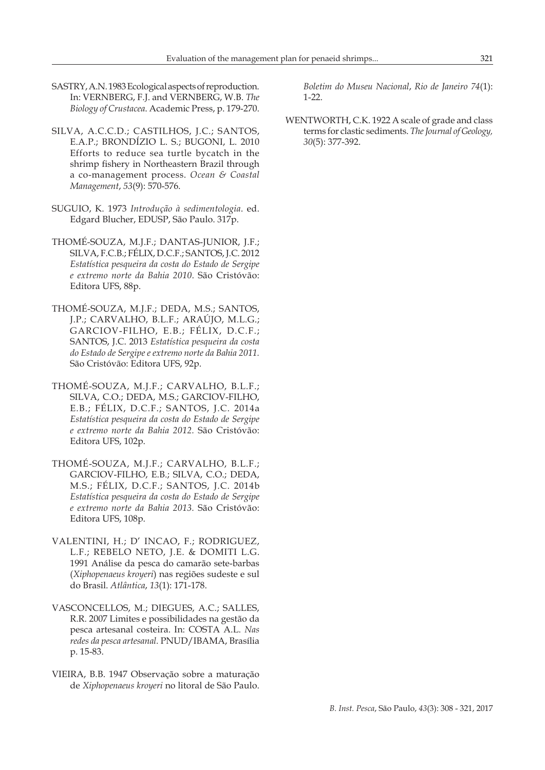SASTRY, A.N. 1983 Ecological aspects of reproduction. In: VERNBERG, F.J. and VERNBERG, W.B. *The Biology of Crustacea*. Academic Press, p. 179-270.

SILVA, A.C.C.D.; CASTILHOS, J.C.; SANTOS, E.A.P.; BRONDÍZIO L. S.; BUGONI, L. 2010 Efforts to reduce sea turtle bycatch in the shrimp fishery in Northeastern Brazil through a co-management process. *Ocean & Coastal Management*, *53*(9): 570-576.

SUGUIO, K. 1973 *Introdução à sedimentologia*. ed. Edgard Blucher, EDUSP, São Paulo. 317p.

THOMÉ-SOUZA, M.J.F.; DANTAS-JUNIOR, J.F.; SILVA, F.C.B.; FÉLIX, D.C.F.; SANTOS, J.C. 2012 *Estatística pesqueira da costa do Estado de Sergipe e extremo norte da Bahia 2010*. São Cristóvão: Editora UFS, 88p.

THOMÉ-SOUZA, M.J.F.; DEDA, M.S.; SANTOS, J.P.; CARVALHO, B.L.F.; ARAÚJO, M.L.G.; GARCIOV-FILHO, E.B.; FÉLIX, D.C.F.; SANTOS, J.C. 2013 *Estatística pesqueira da costa do Estado de Sergipe e extremo norte da Bahia 2011*. São Cristóvão: Editora UFS, 92p.

THOMÉ-SOUZA, M.J.F.; CARVALHO, B.L.F.; SILVA, C.O.; DEDA, M.S.; GARCIOV-FILHO, E.B.; FÉLIX, D.C.F.; SANTOS, J.C. 2014a *Estatística pesqueira da costa do Estado de Sergipe e extremo norte da Bahia 2012*. São Cristóvão: Editora UFS, 102p.

THOMÉ-SOUZA, M.J.F.; CARVALHO, B.L.F.; GARCIOV-FILHO, E.B.; SILVA, C.O.; DEDA, M.S.; FÉLIX, D.C.F.; SANTOS, J.C. 2014b *Estatística pesqueira da costa do Estado de Sergipe e extremo norte da Bahia 2013*. São Cristóvão: Editora UFS, 108p.

VALENTINI, H.; D' INCAO, F.; RODRIGUEZ, L.F.; REBELO NETO, J.E. & DOMITI L.G. 1991 Análise da pesca do camarão sete-barbas (*Xiphopenaeus kroyeri*) nas regiões sudeste e sul do Brasil. *Atlântica*, *13*(1): 171-178.

VASCONCELLOS, M.; DIEGUES, A.C.; SALLES, R.R. 2007 Limites e possibilidades na gestão da pesca artesanal costeira. In: COSTA A.L. *Nas redes da pesca artesanal*. PNUD/IBAMA, Brasília p. 15-83.

VIEIRA, B.B. 1947 Observação sobre a maturação de *Xiphopenaeus kroyeri* no litoral de São Paulo. *Boletim do Museu Nacional*, *Rio de Janeiro 74*(1): 1-22.

WENTWORTH, C.K. 1922 A scale of grade and class terms for clastic sediments. *The Journal of Geology*, *30*(5): 377-392.